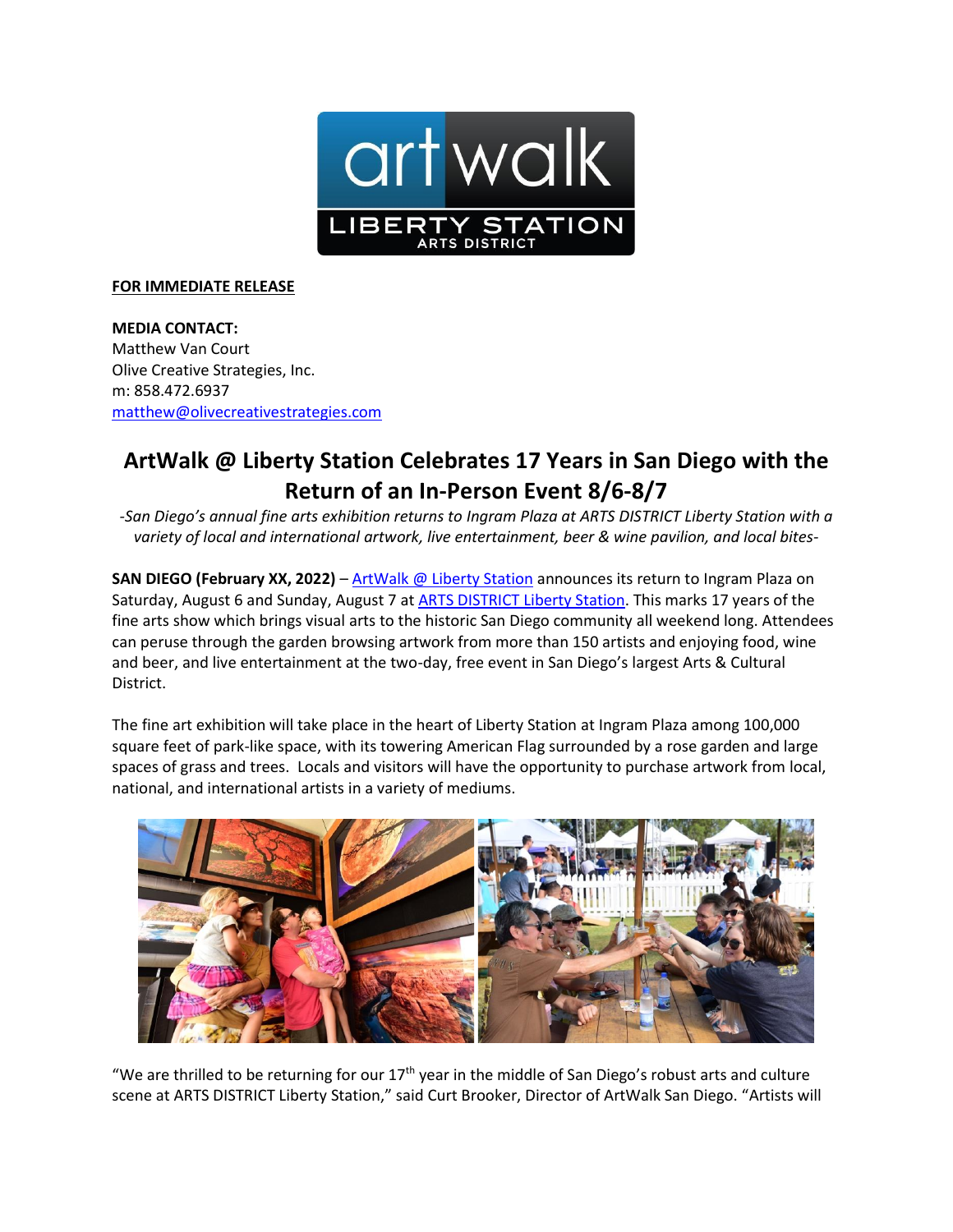**FOR IMMEDIATE RELEASE**

**MEDIA CONTACT:**
Matthew Van Court
Olive Creative Strategies, Inc.
m: 858.472.6937
matthew@olivecreativestrategies.com

## ArtWalk @ Liberty Station Celebrates 17 Years in San Diego with the Return of an In-Person Event 8/6-8/7

*-San Diego's annual fine arts exhibition returns to Ingram Plaza at ARTS DISTRICT Liberty Station with a variety of local and international artwork, live entertainment, beer & wine pavilion, and local bites-*

**SAN DIEGO (February XX, 2022)** – ArtWalk @ Liberty Station announces its return to Ingram Plaza on Saturday, August 6 and Sunday, August 7 at ARTS DISTRICT Liberty Station. This marks 17 years of the fine arts show which brings visual arts to the historic San Diego community all weekend long. Attendees can peruse through the garden browsing artwork from more than 150 artists and enjoying food, wine and beer, and live entertainment at the two-day, free event in San Diego's largest Arts & Cultural District.

The fine art exhibition will take place in the heart of Liberty Station at Ingram Plaza among 100,000 square feet of park-like space, with its towering American Flag surrounded by a rose garden and large spaces of grass and trees. Locals and visitors will have the opportunity to purchase artwork from local, national, and international artists in a variety of mediums.

"We are thrilled to be returning for our 17th year in the middle of San Diego's robust arts and culture scene at ARTS DISTRICT Liberty Station," said Curt Brooker, Director of ArtWalk San Diego. "Artists will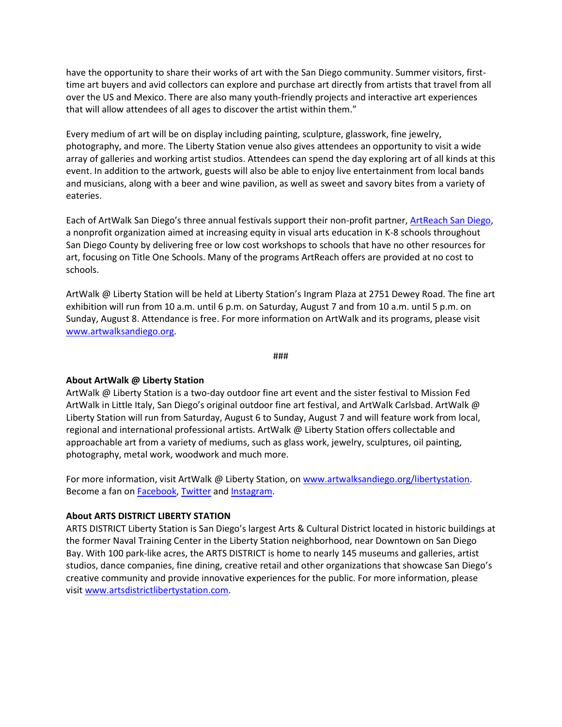have the opportunity to share their works of art with the San Diego community. Summer visitors, first-time art buyers and avid collectors can explore and purchase art directly from artists that travel from all over the US and Mexico. There are also many youth-friendly projects and interactive art experiences that will allow attendees of all ages to discover the artist within them."

Every medium of art will be on display including painting, sculpture, glasswork, fine jewelry, photography, and more. The Liberty Station venue also gives attendees an opportunity to visit a wide array of galleries and working artist studios. Attendees can spend the day exploring art of all kinds at this event. In addition to the artwork, guests will also be able to enjoy live entertainment from local bands and musicians, along with a beer and wine pavilion, as well as sweet and savory bites from a variety of eateries.

Each of ArtWalk San Diego's three annual festivals support their non-profit partner, [ArtReach San Diego](), a nonprofit organization aimed at increasing equity in visual arts education in K-8 schools throughout San Diego County by delivering free or low cost workshops to schools that have no other resources for art, focusing on Title One Schools. Many of the programs ArtReach offers are provided at no cost to schools.

ArtWalk @ Liberty Station will be held at Liberty Station's Ingram Plaza at 2751 Dewey Road. The fine art exhibition will run from 10 a.m. until 6 p.m. on Saturday, August 7 and from 10 a.m. until 5 p.m. on Sunday, August 8. Attendance is free. For more information on ArtWalk and its programs, please visit www.artwalksandiego.org.

###

**About ArtWalk @ Liberty Station**
ArtWalk @ Liberty Station is a two-day outdoor fine art event and the sister festival to Mission Fed ArtWalk in Little Italy, San Diego's original outdoor fine art festival, and ArtWalk Carlsbad. ArtWalk @ Liberty Station will run from Saturday, August 6 to Sunday, August 7 and will feature work from local, regional and international professional artists. ArtWalk @ Liberty Station offers collectable and approachable art from a variety of mediums, such as glass work, jewelry, sculptures, oil painting, photography, metal work, woodwork and much more.

For more information, visit ArtWalk @ Liberty Station, on www.artwalksandiego.org/libertystation. Become a fan on Facebook, Twitter and Instagram.

**About ARTS DISTRICT LIBERTY STATION**
ARTS DISTRICT Liberty Station is San Diego's largest Arts & Cultural District located in historic buildings at the former Naval Training Center in the Liberty Station neighborhood, near Downtown on San Diego Bay. With 100 park-like acres, the ARTS DISTRICT is home to nearly 145 museums and galleries, artist studios, dance companies, fine dining, creative retail and other organizations that showcase San Diego's creative community and provide innovative experiences for the public. For more information, please visit www.artsdistrictlibertystation.com.